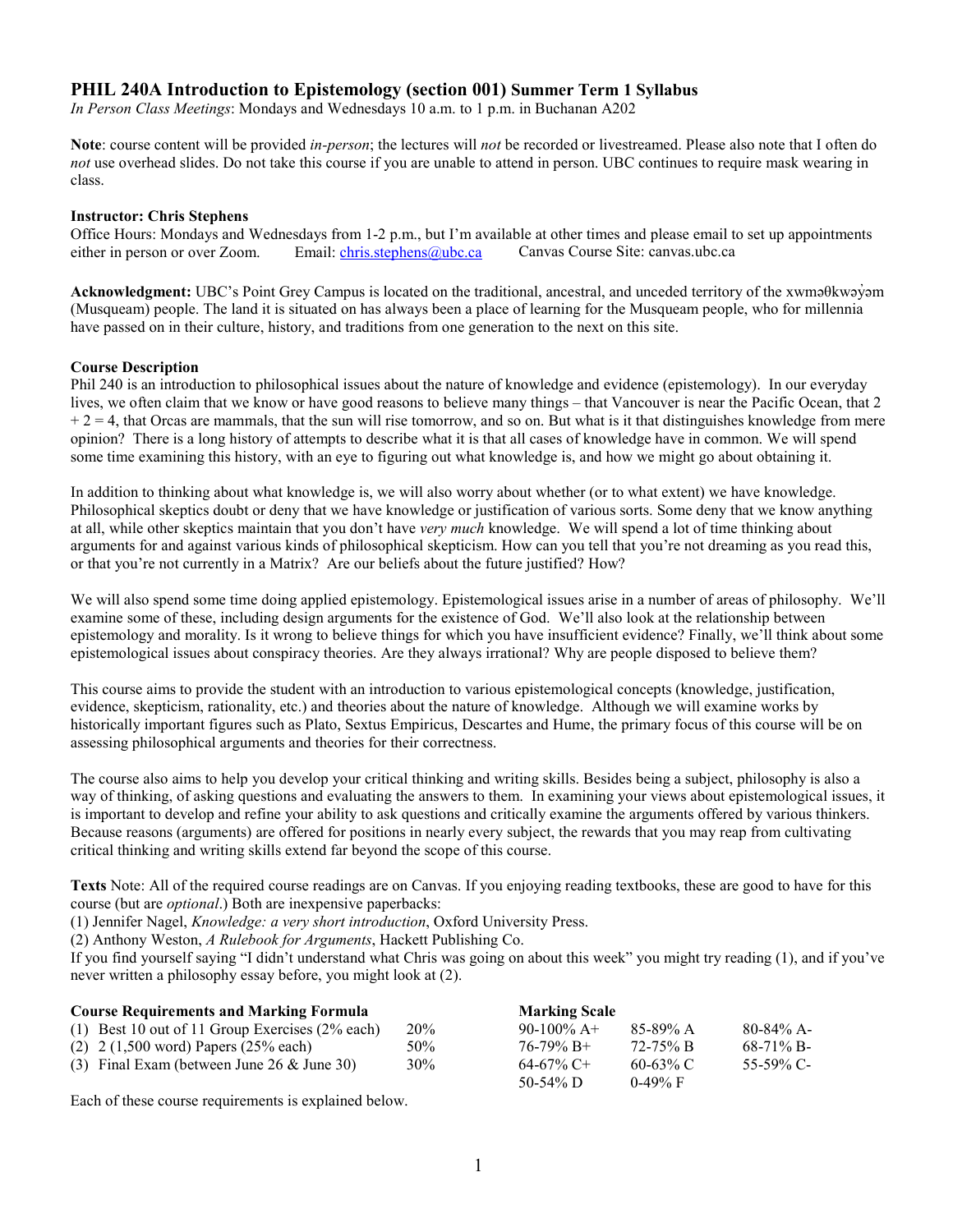# PHIL 240A Introduction to Epistemology (section 001) Summer Term 1 Syllabus

*In Person Class Meetings*: Mondays and Wednesdays 10 a.m. to 1 p.m. in Buchanan A202

**Note**: course content will be provided *in-person*; the lectures will *not* be recorded or livestreamed. Please also note that I often do *not* use overhead slides. Do not take this course if you are unable to attend in person. UBC continues to require mask wearing in class.

**Instructor: Chris Stephens**
Office Hours: Mondays and Wednesdays from 1-2 p.m., but I'm available at other times and please email to set up appointments either in person or over Zoom. Email: chris.stephens@ubc.ca Canvas Course Site: canvas.ubc.ca

**Acknowledgment:** UBC's Point Grey Campus is located on the traditional, ancestral, and unceded territory of the xwməθkwəy̓əm (Musqueam) people. The land it is situated on has always been a place of learning for the Musqueam people, who for millennia have passed on in their culture, history, and traditions from one generation to the next on this site.

**Course Description**
Phil 240 is an introduction to philosophical issues about the nature of knowledge and evidence (epistemology). In our everyday lives, we often claim that we know or have good reasons to believe many things – that Vancouver is near the Pacific Ocean, that 2 + 2 = 4, that Orcas are mammals, that the sun will rise tomorrow, and so on. But what is it that distinguishes knowledge from mere opinion? There is a long history of attempts to describe what it is that all cases of knowledge have in common. We will spend some time examining this history, with an eye to figuring out what knowledge is, and how we might go about obtaining it.

In addition to thinking about what knowledge is, we will also worry about whether (or to what extent) we have knowledge. Philosophical skeptics doubt or deny that we have knowledge or justification of various sorts. Some deny that we know anything at all, while other skeptics maintain that you don't have *very much* knowledge. We will spend a lot of time thinking about arguments for and against various kinds of philosophical skepticism. How can you tell that you're not dreaming as you read this, or that you're not currently in a Matrix? Are our beliefs about the future justified? How?

We will also spend some time doing applied epistemology. Epistemological issues arise in a number of areas of philosophy. We'll examine some of these, including design arguments for the existence of God. We'll also look at the relationship between epistemology and morality. Is it wrong to believe things for which you have insufficient evidence? Finally, we'll think about some epistemological issues about conspiracy theories. Are they always irrational? Why are people disposed to believe them?

This course aims to provide the student with an introduction to various epistemological concepts (knowledge, justification, evidence, skepticism, rationality, etc.) and theories about the nature of knowledge. Although we will examine works by historically important figures such as Plato, Sextus Empiricus, Descartes and Hume, the primary focus of this course will be on assessing philosophical arguments and theories for their correctness.

The course also aims to help you develop your critical thinking and writing skills. Besides being a subject, philosophy is also a way of thinking, of asking questions and evaluating the answers to them. In examining your views about epistemological issues, it is important to develop and refine your ability to ask questions and critically examine the arguments offered by various thinkers. Because reasons (arguments) are offered for positions in nearly every subject, the rewards that you may reap from cultivating critical thinking and writing skills extend far beyond the scope of this course.

**Texts** Note: All of the required course readings are on Canvas. If you enjoying reading textbooks, these are good to have for this course (but are *optional*.) Both are inexpensive paperbacks:
(1) Jennifer Nagel, *Knowledge: a very short introduction*, Oxford University Press.
(2) Anthony Weston, *A Rulebook for Arguments*, Hackett Publishing Co.
If you find yourself saying "I didn't understand what Chris was going on about this week" you might try reading (1), and if you've never written a philosophy essay before, you might look at (2).

| **Course Requirements and Marking Formula** | |
|---|---|
| (1) Best 10 out of 11 Group Exercises (2% each) | 20% |
| (2) 2 (1,500 word) Papers (25% each) | 50% |
| (3) Final Exam (between June 26 & June 30) | 30% |

| **Marking Scale** | | |
|---|---|---|
| 90-100% A+ | 85-89% A | 80-84% A- |
| 76-79% B+ | 72-75% B | 68-71% B- |
| 64-67% C+ | 60-63% C | 55-59% C- |
| 50-54% D | 0-49% F | |

Each of these course requirements is explained below.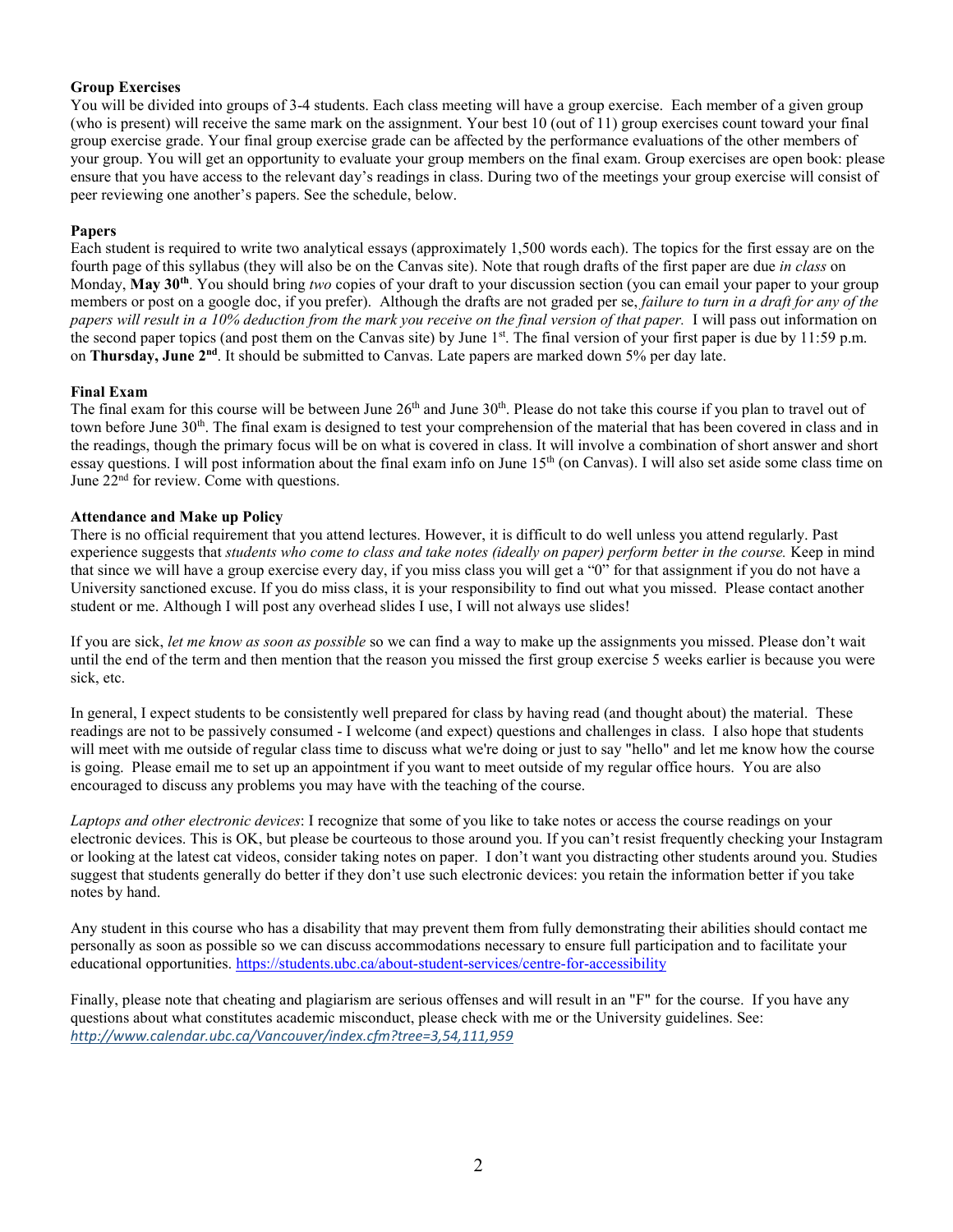**Group Exercises**

You will be divided into groups of 3-4 students. Each class meeting will have a group exercise. Each member of a given group (who is present) will receive the same mark on the assignment. Your best 10 (out of 11) group exercises count toward your final group exercise grade. Your final group exercise grade can be affected by the performance evaluations of the other members of your group. You will get an opportunity to evaluate your group members on the final exam. Group exercises are open book: please ensure that you have access to the relevant day's readings in class. During two of the meetings your group exercise will consist of peer reviewing one another's papers. See the schedule, below.

**Papers**

Each student is required to write two analytical essays (approximately 1,500 words each). The topics for the first essay are on the fourth page of this syllabus (they will also be on the Canvas site). Note that rough drafts of the first paper are due *in class* on Monday, **May 30th**. You should bring *two* copies of your draft to your discussion section (you can email your paper to your group members or post on a google doc, if you prefer). Although the drafts are not graded per se, *failure to turn in a draft for any of the papers will result in a 10% deduction from the mark you receive on the final version of that paper.* I will pass out information on the second paper topics (and post them on the Canvas site) by June 1st. The final version of your first paper is due by 11:59 p.m. on **Thursday, June 2nd**. It should be submitted to Canvas. Late papers are marked down 5% per day late.

**Final Exam**

The final exam for this course will be between June 26th and June 30th. Please do not take this course if you plan to travel out of town before June 30th. The final exam is designed to test your comprehension of the material that has been covered in class and in the readings, though the primary focus will be on what is covered in class. It will involve a combination of short answer and short essay questions. I will post information about the final exam info on June 15th (on Canvas). I will also set aside some class time on June 22nd for review. Come with questions.

**Attendance and Make up Policy**

There is no official requirement that you attend lectures. However, it is difficult to do well unless you attend regularly. Past experience suggests that *students who come to class and take notes (ideally on paper) perform better in the course.* Keep in mind that since we will have a group exercise every day, if you miss class you will get a "0" for that assignment if you do not have a University sanctioned excuse. If you do miss class, it is your responsibility to find out what you missed. Please contact another student or me. Although I will post any overhead slides I use, I will not always use slides!

If you are sick, *let me know as soon as possible* so we can find a way to make up the assignments you missed. Please don't wait until the end of the term and then mention that the reason you missed the first group exercise 5 weeks earlier is because you were sick, etc.

In general, I expect students to be consistently well prepared for class by having read (and thought about) the material. These readings are not to be passively consumed - I welcome (and expect) questions and challenges in class. I also hope that students will meet with me outside of regular class time to discuss what we're doing or just to say "hello" and let me know how the course is going. Please email me to set up an appointment if you want to meet outside of my regular office hours. You are also encouraged to discuss any problems you may have with the teaching of the course.

*Laptops and other electronic devices*: I recognize that some of you like to take notes or access the course readings on your electronic devices. This is OK, but please be courteous to those around you. If you can't resist frequently checking your Instagram or looking at the latest cat videos, consider taking notes on paper. I don't want you distracting other students around you. Studies suggest that students generally do better if they don't use such electronic devices: you retain the information better if you take notes by hand.

Any student in this course who has a disability that may prevent them from fully demonstrating their abilities should contact me personally as soon as possible so we can discuss accommodations necessary to ensure full participation and to facilitate your educational opportunities. https://students.ubc.ca/about-student-services/centre-for-accessibility

Finally, please note that cheating and plagiarism are serious offenses and will result in an "F" for the course. If you have any questions about what constitutes academic misconduct, please check with me or the University guidelines. See: *http://www.calendar.ubc.ca/Vancouver/index.cfm?tree=3,54,111,959*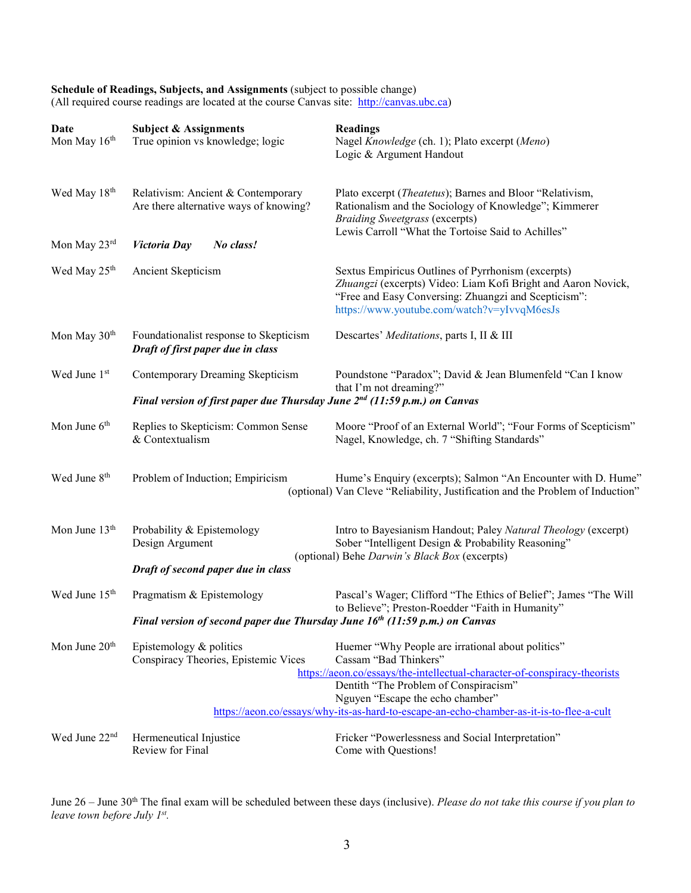**Schedule of Readings, Subjects, and Assignments** (subject to possible change)
(All required course readings are located at the course Canvas site: http://canvas.ubc.ca)

| Date | Subject & Assignments | Readings |
|---|---|---|
| Mon May 16th | True opinion vs knowledge; logic | Nagel *Knowledge* (ch. 1); Plato excerpt (*Meno*) Logic & Argument Handout |
| Wed May 18th | Relativism: Ancient & Contemporary Are there alternative ways of knowing? | Plato excerpt (*Theatetus*); Barnes and Bloor "Relativism, Rationalism and the Sociology of Knowledge"; Kimmerer *Braiding Sweetgrass* (excerpts) Lewis Carroll "What the Tortoise Said to Achilles" |
| Mon May 23rd | ***Victoria Day*** ***No class!*** | |
| Wed May 25th | Ancient Skepticism | Sextus Empiricus Outlines of Pyrrhonism (excerpts) *Zhuangzi* (excerpts) Video: Liam Kofi Bright and Aaron Novick, "Free and Easy Conversing: Zhuangzi and Scepticism": https://www.youtube.com/watch?v=yIvvqM6esJs |
| Mon May 30th | Foundationalist response to Skepticism ***Draft of first paper due in class*** | Descartes' *Meditations*, parts I, II & III |
| Wed June 1st | Contemporary Dreaming Skepticism | Poundstone "Paradox"; David & Jean Blumenfeld "Can I know that I'm not dreaming?" |
| | ***Final version of first paper due Thursday June 2nd (11:59 p.m.) on Canvas*** | |
| Mon June 6th | Replies to Skepticism: Common Sense & Contextualism | Moore "Proof of an External World"; "Four Forms of Scepticism" Nagel, Knowledge, ch. 7 "Shifting Standards" |
| Wed June 8th | Problem of Induction; Empiricism | Hume's Enquiry (excerpts); Salmon "An Encounter with D. Hume" (optional) Van Cleve "Reliability, Justification and the Problem of Induction" |
| Mon June 13th | Probability & Epistemology Design Argument ***Draft of second paper due in class*** | Intro to Bayesianism Handout; Paley *Natural Theology* (excerpt) Sober "Intelligent Design & Probability Reasoning" (optional) Behe *Darwin's Black Box* (excerpts) |
| Wed June 15th | Pragmatism & Epistemology | Pascal's Wager; Clifford "The Ethics of Belief"; James "The Will to Believe"; Preston-Roedder "Faith in Humanity" |
| | ***Final version of second paper due Thursday June 16th (11:59 p.m.) on Canvas*** | |
| Mon June 20th | Epistemology & politics Conspiracy Theories, Epistemic Vices | Huemer "Why People are irrational about politics" Cassam "Bad Thinkers" https://aeon.co/essays/the-intellectual-character-of-conspiracy-theorists Dentith "The Problem of Conspiracism" Nguyen "Escape the echo chamber" https://aeon.co/essays/why-its-as-hard-to-escape-an-echo-chamber-as-it-is-to-flee-a-cult |
| Wed June 22nd | Hermeneutical Injustice Review for Final | Fricker "Powerlessness and Social Interpretation" Come with Questions! |

June 26 – June 30th The final exam will be scheduled between these days (inclusive). *Please do not take this course if you plan to leave town before July 1st.*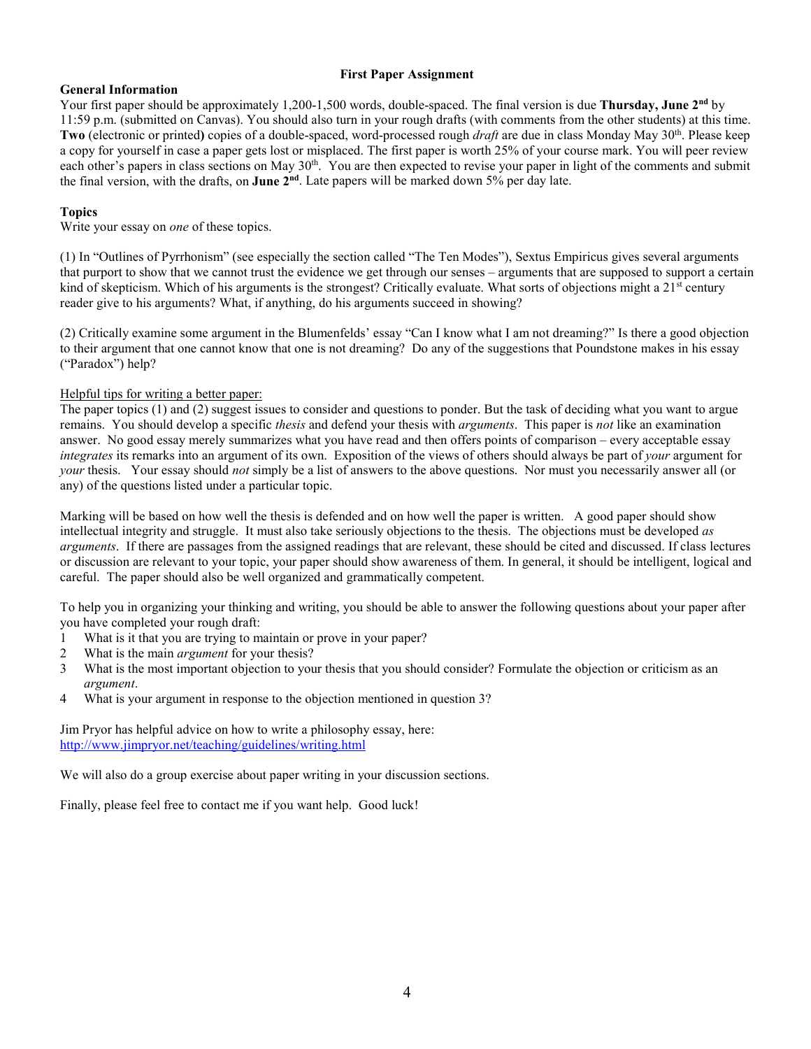# First Paper Assignment

## General Information

Your first paper should be approximately 1,200-1,500 words, double-spaced. The final version is due **Thursday, June 2nd** by 11:59 p.m. (submitted on Canvas). You should also turn in your rough drafts (with comments from the other students) at this time. **Two** (electronic or printed**)** copies of a double-spaced, word-processed rough *draft* are due in class Monday May 30th. Please keep a copy for yourself in case a paper gets lost or misplaced. The first paper is worth 25% of your course mark. You will peer review each other's papers in class sections on May 30th. You are then expected to revise your paper in light of the comments and submit the final version, with the drafts, on **June 2nd**. Late papers will be marked down 5% per day late.

## Topics

Write your essay on *one* of these topics.

(1) In "Outlines of Pyrrhonism" (see especially the section called "The Ten Modes"), Sextus Empiricus gives several arguments that purport to show that we cannot trust the evidence we get through our senses – arguments that are supposed to support a certain kind of skepticism. Which of his arguments is the strongest? Critically evaluate. What sorts of objections might a 21st century reader give to his arguments? What, if anything, do his arguments succeed in showing?

(2) Critically examine some argument in the Blumenfelds' essay "Can I know what I am not dreaming?" Is there a good objection to their argument that one cannot know that one is not dreaming? Do any of the suggestions that Poundstone makes in his essay ("Paradox") help?

Helpful tips for writing a better paper:

The paper topics (1) and (2) suggest issues to consider and questions to ponder. But the task of deciding what you want to argue remains. You should develop a specific *thesis* and defend your thesis with *arguments*. This paper is *not* like an examination answer. No good essay merely summarizes what you have read and then offers points of comparison – every acceptable essay *integrates* its remarks into an argument of its own. Exposition of the views of others should always be part of *your* argument for *your* thesis. Your essay should *not* simply be a list of answers to the above questions. Nor must you necessarily answer all (or any) of the questions listed under a particular topic.

Marking will be based on how well the thesis is defended and on how well the paper is written. A good paper should show intellectual integrity and struggle. It must also take seriously objections to the thesis. The objections must be developed *as arguments*. If there are passages from the assigned readings that are relevant, these should be cited and discussed. If class lectures or discussion are relevant to your topic, your paper should show awareness of them. In general, it should be intelligent, logical and careful. The paper should also be well organized and grammatically competent.

To help you in organizing your thinking and writing, you should be able to answer the following questions about your paper after you have completed your rough draft:

1. What is it that you are trying to maintain or prove in your paper?
2. What is the main *argument* for your thesis?
3. What is the most important objection to your thesis that you should consider? Formulate the objection or criticism as an *argument*.
4. What is your argument in response to the objection mentioned in question 3?

Jim Pryor has helpful advice on how to write a philosophy essay, here:
http://www.jimpryor.net/teaching/guidelines/writing.html

We will also do a group exercise about paper writing in your discussion sections.

Finally, please feel free to contact me if you want help. Good luck!